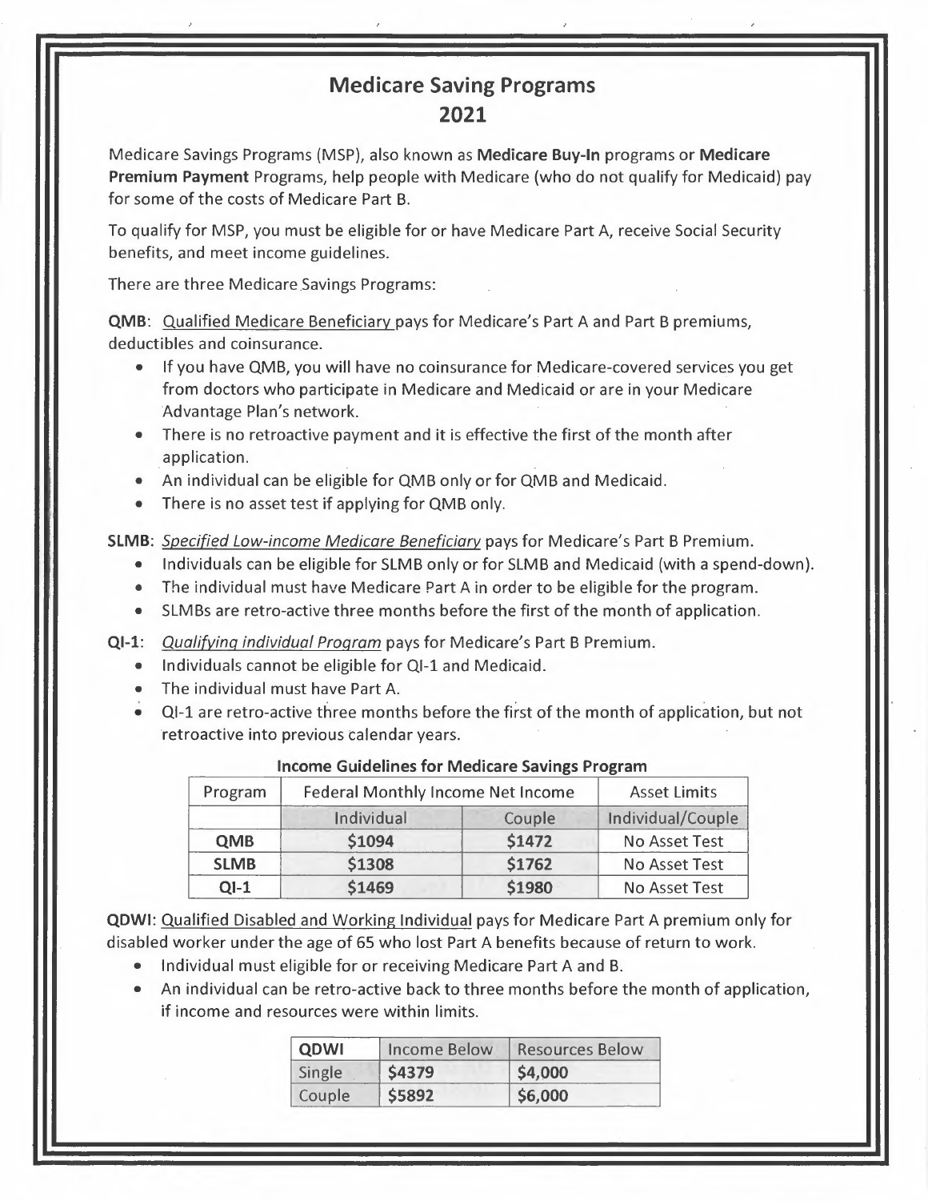# Medicare Saving Programs
# 2021

Medicare Savings Programs (MSP), also known as **Medicare Buy-In** programs or **Medicare Premium Payment** Programs, help people with Medicare (who do not qualify for Medicaid) pay for some of the costs of Medicare Part B.

To qualify for MSP, you must be eligible for or have Medicare Part A, receive Social Security benefits, and meet income guidelines.

There are three Medicare Savings Programs:

**QMB**: Qualified Medicare Beneficiary pays for Medicare's Part A and Part B premiums, deductibles and coinsurance.

- If you have QMB, you will have no coinsurance for Medicare-covered services you get from doctors who participate in Medicare and Medicaid or are in your Medicare Advantage Plan's network.
- There is no retroactive payment and it is effective the first of the month after application.
- An individual can be eligible for QMB only or for QMB and Medicaid.
- There is no asset test if applying for QMB only.

**SLMB**: *Specified Low-income Medicare Beneficiary* pays for Medicare's Part B Premium.

- Individuals can be eligible for SLMB only or for SLMB and Medicaid (with a spend-down).
- The individual must have Medicare Part A in order to be eligible for the program.
- SLMBs are retro-active three months before the first of the month of application.

**QI-1**: *Qualifying individual Program* pays for Medicare's Part B Premium.

- Individuals cannot be eligible for QI-1 and Medicaid.
- The individual must have Part A.
- QI-1 are retro-active three months before the first of the month of application, but not retroactive into previous calendar years.

**Income Guidelines for Medicare Savings Program**

| Program | Federal Monthly Income Net Income | | Asset Limits |
|---|---|---|---|
| | Individual | Couple | Individual/Couple |
| **QMB** | **$1094** | **$1472** | No Asset Test |
| **SLMB** | **$1308** | **$1762** | No Asset Test |
| **QI-1** | **$1469** | **$1980** | No Asset Test |

**QDWI**: Qualified Disabled and Working Individual pays for Medicare Part A premium only for disabled worker under the age of 65 who lost Part A benefits because of return to work.

- Individual must eligible for or receiving Medicare Part A and B.
- An individual can be retro-active back to three months before the month of application, if income and resources were within limits.

| QDWI | Income Below | Resources Below |
|---|---|---|
| Single | **$4379** | **$4,000** |
| Couple | **$5892** | **$6,000** |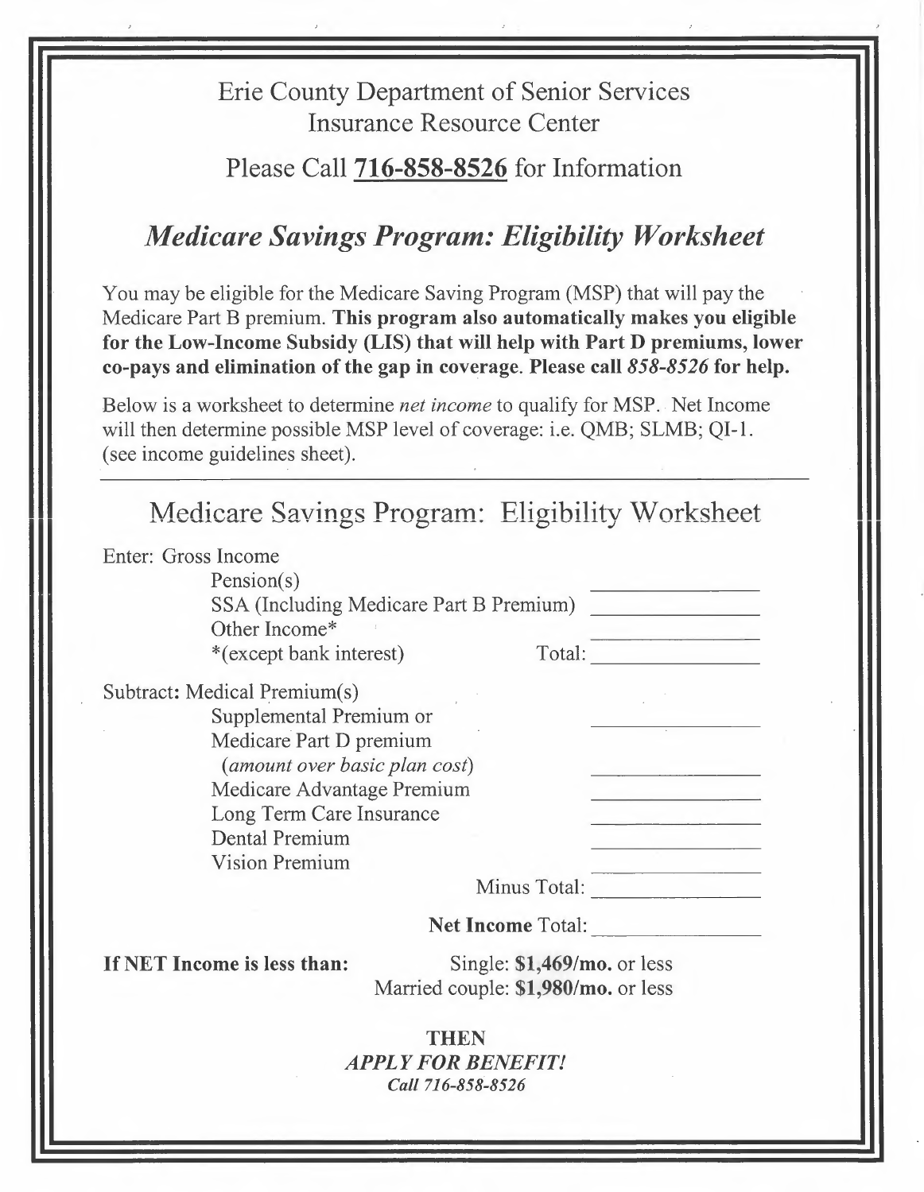Erie County Department of Senior Services
Insurance Resource Center

Please Call **716-858-8526** for Information

## *Medicare Savings Program: Eligibility Worksheet*

You may be eligible for the Medicare Saving Program (MSP) that will pay the Medicare Part B premium. **This program also automatically makes you eligible for the Low-Income Subsidy (LIS) that will help with Part D premiums, lower co-pays and elimination of the gap in coverage. Please call *858-8526* for help.**

Below is a worksheet to determine *net income* to qualify for MSP. Net Income will then determine possible MSP level of coverage: i.e. QMB; SLMB; QI-1. (see income guidelines sheet).

---

## Medicare Savings Program: Eligibility Worksheet

Enter: Gross Income

| | |
|---|---|
| Pension(s) | ________________ |
| SSA (Including Medicare Part B Premium) | ________________ |
| Other Income* | ________________ |
| *(except bank interest) Total: | ________________ |

Subtract: Medical Premium(s)

| | |
|---|---|
| Supplemental Premium or | ________________ |
| Medicare Part D premium (*amount over basic plan cost*) | ________________ |
| Medicare Advantage Premium | ________________ |
| Long Term Care Insurance | ________________ |
| Dental Premium | ________________ |
| Vision Premium | ________________ |
| Minus Total: | ________________ |
| **Net Income** Total: | ________________ |

**If NET Income is less than:** Single: **$1,469/mo.** or less
Married couple: **$1,980/mo.** or less

**THEN**
***APPLY FOR BENEFIT!***
***Call 716-858-8526***